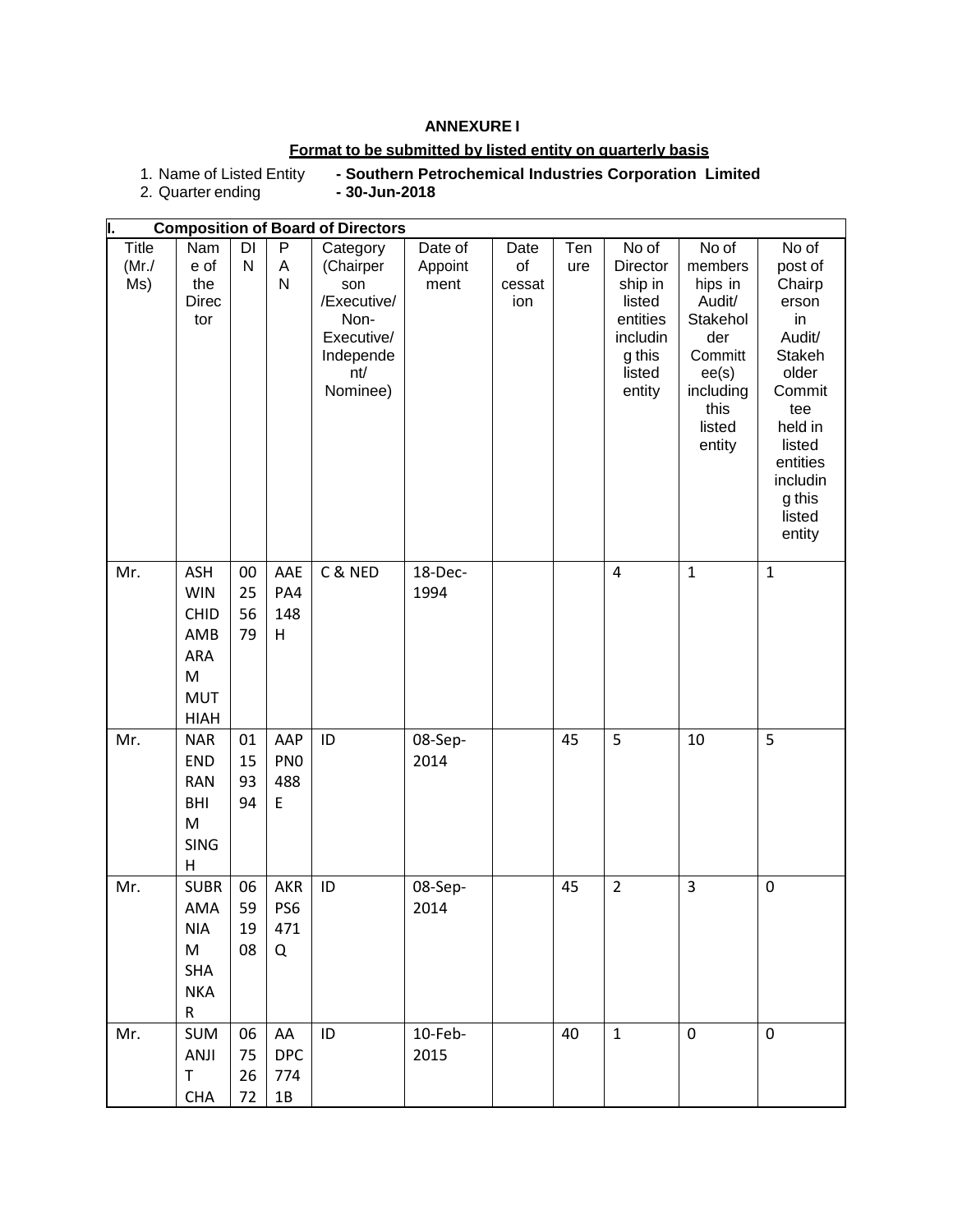**ANNEXURE I**

**Format to be submitted by listed entity on quarterly basis**

1. Name of Listed Entity **- Southern Petrochemical Industries Corporation Limited**
2. Quarter ending **- 30-Jun-2018**

**I. Composition of Board of Directors**

| Title (Mr./ Ms) | Name of the Director | DIN | PAN | Category (Chairperson /Executive/ Non-Executive/ Independent/ Nominee) | Date of Appointment | Date of cessation | Tenure | No of Directorship in listed entities including this listed entity | No of memberships in Audit/ Stakeholder Committee(s) including this listed entity | No of post of Chairperson in Audit/ Stakeholder Committee held in listed entities including this listed entity |
|---|---|---|---|---|---|---|---|---|---|---|
| Mr. | ASHWIN CHIDAMBARAM MUTHIAH | 00255679 | AAEPA4148H | C & NED | 18-Dec-1994 | | | 4 | 1 | 1 |
| Mr. | NARENDRANBHIM SINGH | 01159394 | AAPPN0488E | ID | 08-Sep-2014 | | 45 | 5 | 10 | 5 |
| Mr. | SUBRAMANIAM SHANKAR | 06591908 | AKRPS6471Q | ID | 08-Sep-2014 | | 45 | 2 | 3 | 0 |
| Mr. | SUMANJIT CHA | 06752672 | AADPC7741B | ID | 10-Feb-2015 | | 40 | 1 | 0 | 0 |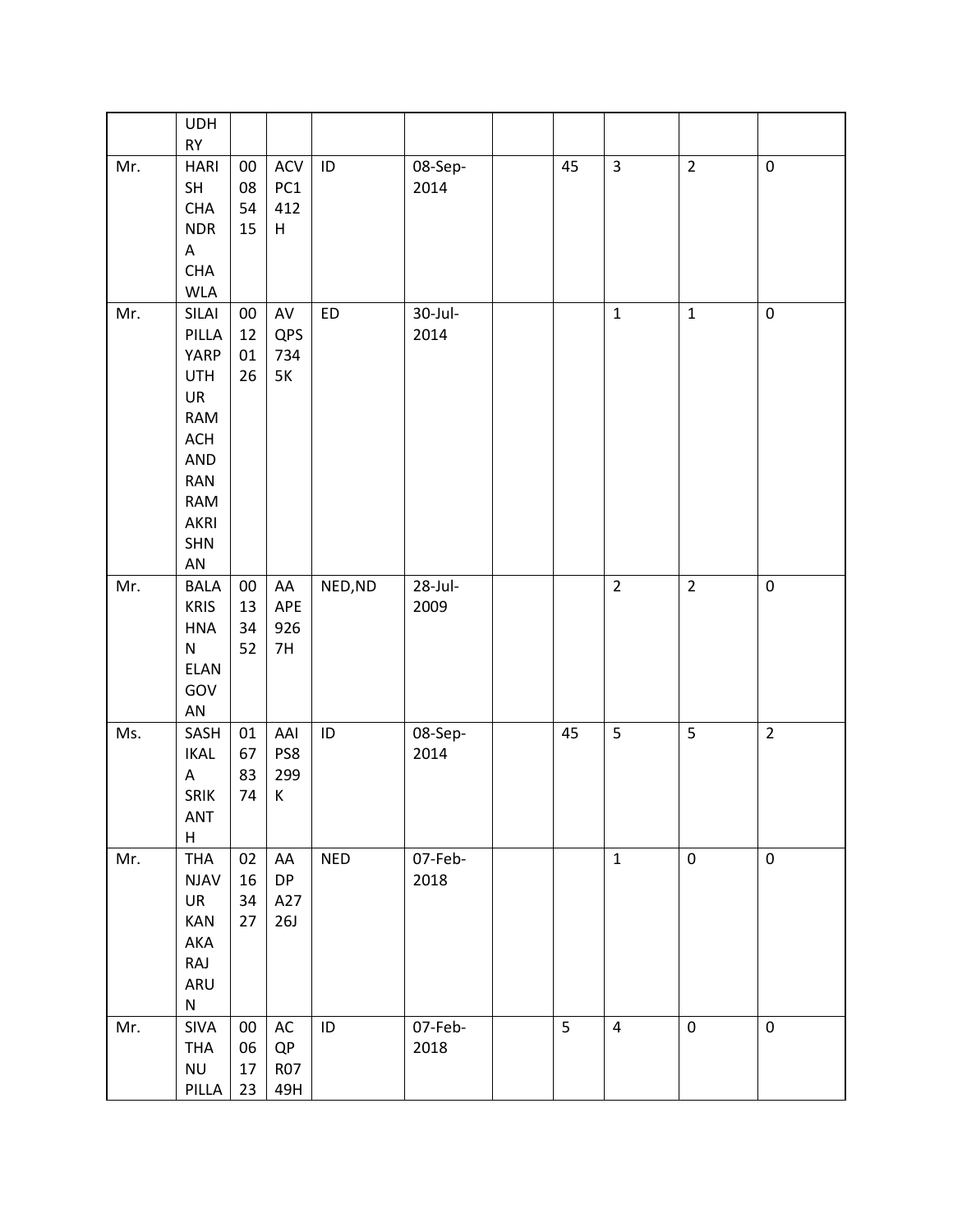|  |  |  |  |  |  |  |  |  |  |  |
|---|---|---|---|---|---|---|---|---|---|---|
|  | UDHRY |  |  |  |  |  |  |  |  |  |
| Mr. | HARISH CHANDRA CHAWLA | 00085415 | ACVPC1412H | ID | 08-Sep-2014 |  | 45 | 3 | 2 | 0 |
| Mr. | SILAIPILLAYARPUTHUR RAMACHANDRAN RAMAKRISHNAN | 00120126 | AVQPS7345K | ED | 30-Jul-2014 |  |  | 1 | 1 | 0 |
| Mr. | BALAKRISHNAN ELANGOVAN | 00133452 | AAAPE9267H | NED,ND | 28-Jul-2009 |  |  | 2 | 2 | 0 |
| Ms. | SASHIKALA SRIKANTH | 01678374 | AAIPS8299K | ID | 08-Sep-2014 |  | 45 | 5 | 5 | 2 |
| Mr. | THANJAVUR KANAKARAJ ARUN | 02163427 | AADPA2726J | NED | 07-Feb-2018 |  |  | 1 | 0 | 0 |
| Mr. | SIVATHANU PILLA | 00061723 | ACQPR0749H | ID | 07-Feb-2018 |  | 5 | 4 | 0 | 0 |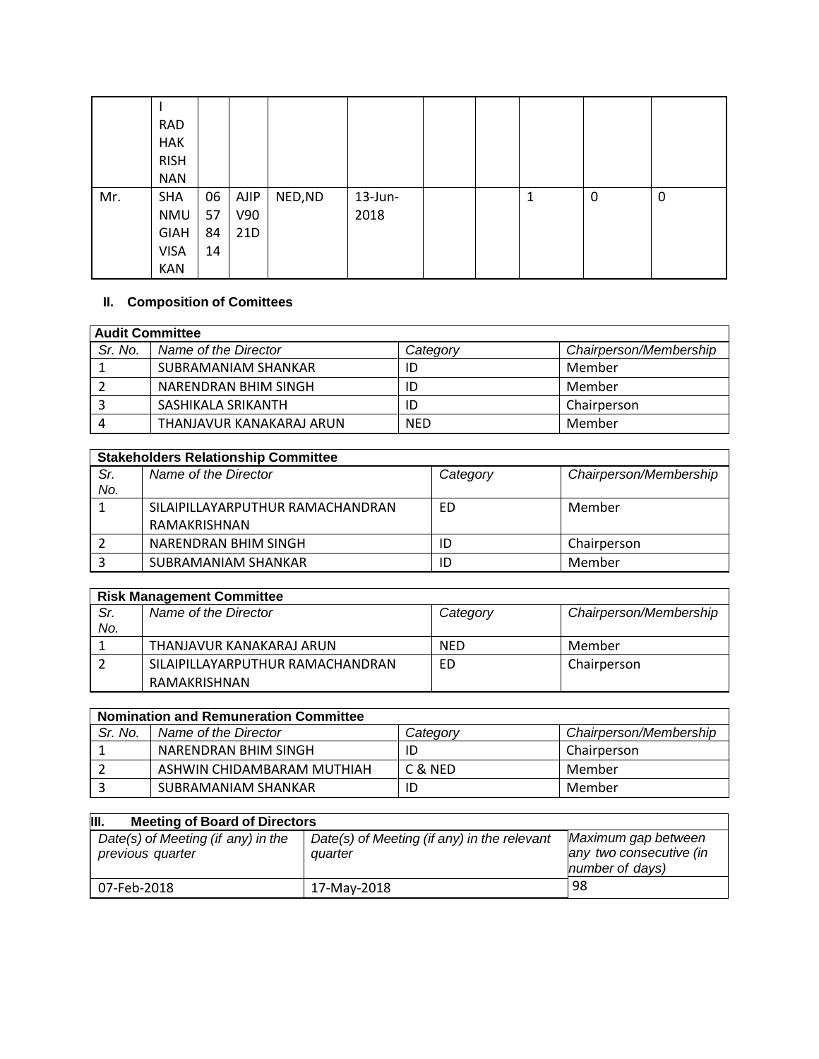|  |  |  |  |  |  |  |  |  |  |  |
|---|---|---|---|---|---|---|---|---|---|---|
|  | I RADHAKRISHNAN |  |  |  |  |  |  |  |  |  |
| Mr. | SHANMUGIAH VISAKAN | 06578414 | AJIPV9021D | NED,ND | 13-Jun-2018 |  |  | 1 | 0 | 0 |

## II. Composition of Comittees

| Audit Committee | | | |
|---|---|---|---|
| *Sr. No.* | *Name of the Director* | *Category* | *Chairperson/Membership* |
| 1 | SUBRAMANIAM SHANKAR | ID | Member |
| 2 | NARENDRAN BHIM SINGH | ID | Member |
| 3 | SASHIKALA SRIKANTH | ID | Chairperson |
| 4 | THANJAVUR KANAKARAJ ARUN | NED | Member |

| Stakeholders Relationship Committee | | | |
|---|---|---|---|
| *Sr. No.* | *Name of the Director* | *Category* | *Chairperson/Membership* |
| 1 | SILAIPILLAYARPUTHUR RAMACHANDRAN RAMAKRISHNAN | ED | Member |
| 2 | NARENDRAN BHIM SINGH | ID | Chairperson |
| 3 | SUBRAMANIAM SHANKAR | ID | Member |

| Risk Management Committee | | | |
|---|---|---|---|
| *Sr. No.* | *Name of the Director* | *Category* | *Chairperson/Membership* |
| 1 | THANJAVUR KANAKARAJ ARUN | NED | Member |
| 2 | SILAIPILLAYARPUTHUR RAMACHANDRAN RAMAKRISHNAN | ED | Chairperson |

| Nomination and Remuneration Committee | | | |
|---|---|---|---|
| *Sr. No.* | *Name of the Director* | *Category* | *Chairperson/Membership* |
| 1 | NARENDRAN BHIM SINGH | ID | Chairperson |
| 2 | ASHWIN CHIDAMBARAM MUTHIAH | C & NED | Member |
| 3 | SUBRAMANIAM SHANKAR | ID | Member |

| III. Meeting of Board of Directors | | |
|---|---|---|
| *Date(s) of Meeting (if any) in the previous quarter* | *Date(s) of Meeting (if any) in the relevant quarter* | *Maximum gap between any two consecutive (in number of days)* |
| 07-Feb-2018 | 17-May-2018 | 98 |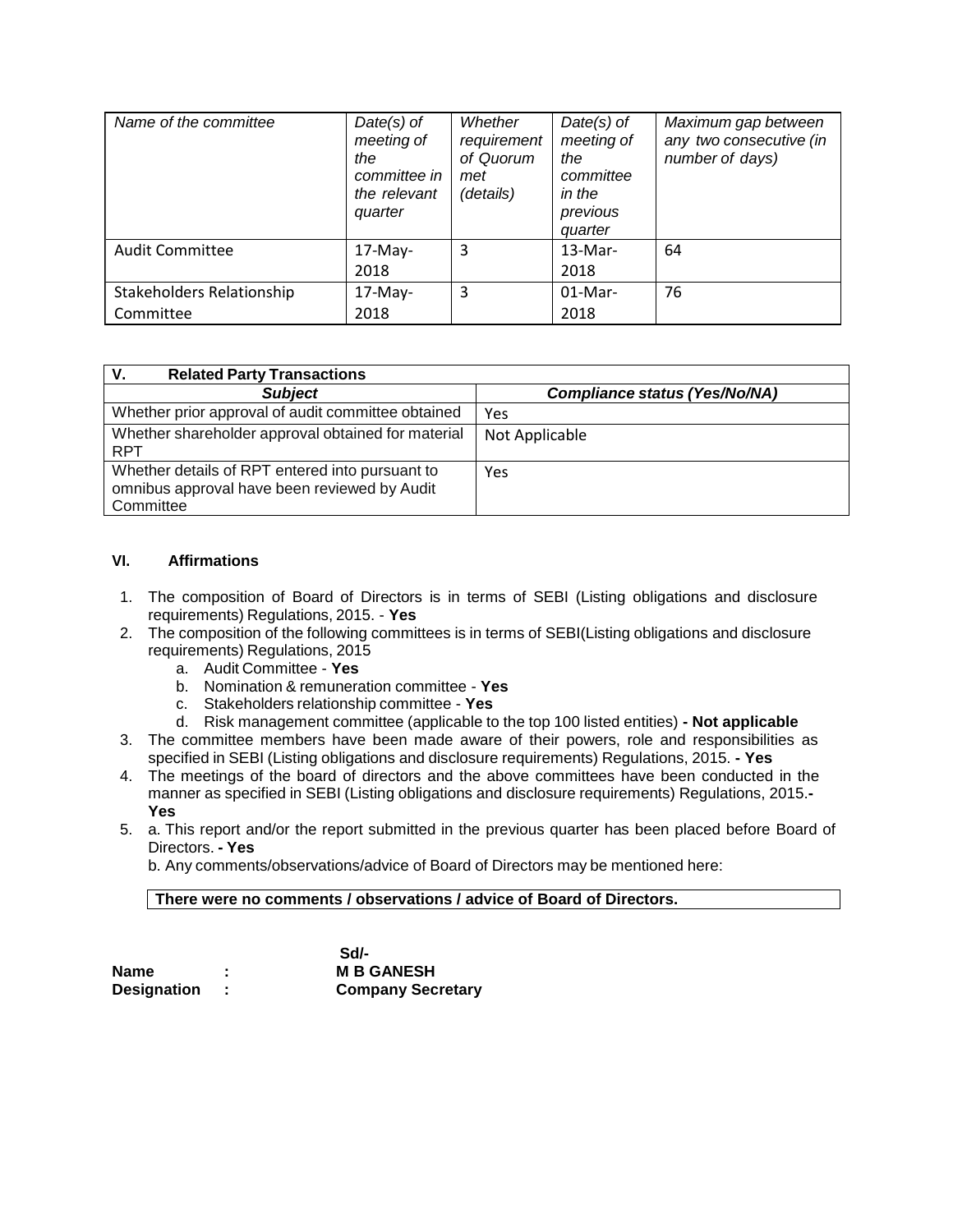| *Name of the committee* | *Date(s) of meeting of the committee in the relevant quarter* | *Whether requirement of Quorum met (details)* | *Date(s) of meeting of the committee in the previous quarter* | *Maximum gap between any two consecutive (in number of days)* |
|---|---|---|---|---|
| Audit Committee | 17-May-2018 | 3 | 13-Mar-2018 | 64 |
| Stakeholders Relationship Committee | 17-May-2018 | 3 | 01-Mar-2018 | 76 |

| **V. Related Party Transactions** | |
|---|---|
| ***Subject*** | ***Compliance status (Yes/No/NA)*** |
| Whether prior approval of audit committee obtained | Yes |
| Whether shareholder approval obtained for material RPT | Not Applicable |
| Whether details of RPT entered into pursuant to omnibus approval have been reviewed by Audit Committee | Yes |

### VI. Affirmations

1. The composition of Board of Directors is in terms of SEBI (Listing obligations and disclosure requirements) Regulations, 2015. - **Yes**
2. The composition of the following committees is in terms of SEBI(Listing obligations and disclosure requirements) Regulations, 2015
   a. Audit Committee - **Yes**
   b. Nomination & remuneration committee - **Yes**
   c. Stakeholders relationship committee - **Yes**
   d. Risk management committee (applicable to the top 100 listed entities) **- Not applicable**
3. The committee members have been made aware of their powers, role and responsibilities as specified in SEBI (Listing obligations and disclosure requirements) Regulations, 2015. **- Yes**
4. The meetings of the board of directors and the above committees have been conducted in the manner as specified in SEBI (Listing obligations and disclosure requirements) Regulations, 2015.**- Yes**
5. a. This report and/or the report submitted in the previous quarter has been placed before Board of Directors. **- Yes**

   b. Any comments/observations/advice of Board of Directors may be mentioned here:

   **There were no comments / observations / advice of Board of Directors.**

**Sd/-**

**Name : M B GANESH**

**Designation : Company Secretary**